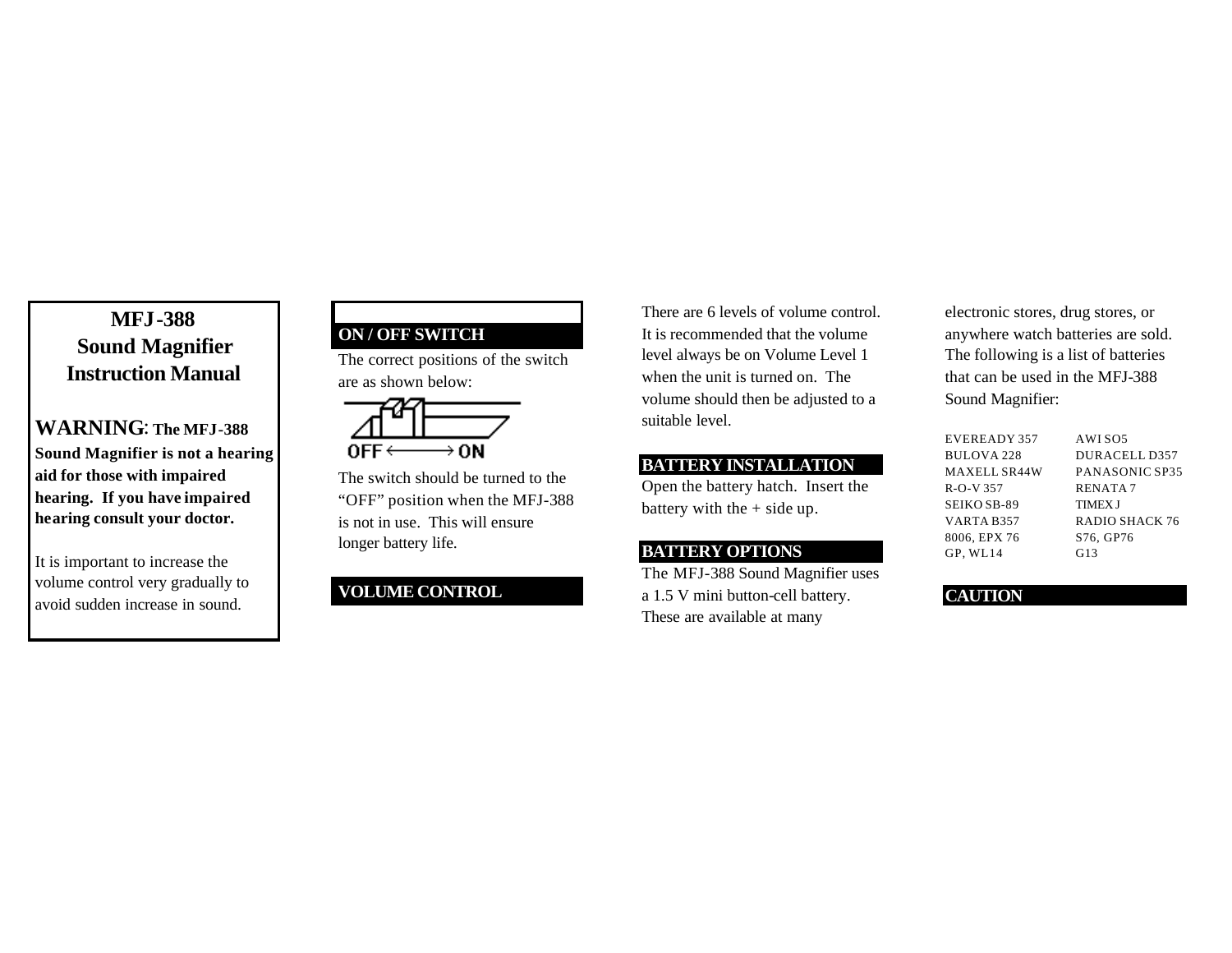# MFJ-388 Sound Magnifier Instruction Manual

**WARNING**: **The MFJ-388 Sound Magnifier is not a hearing aid for those with impaired hearing. If you have impaired hearing consult your doctor.**

It is important to increase the volume control very gradually to avoid sudden increase in sound.

## ON / OFF SWITCH

The correct positions of the switch are as shown below:

OFF ⟵⟶ ON

The switch should be turned to the "OFF" position when the MFJ-388 is not in use. This will ensure longer battery life.

## VOLUME CONTROL

There are 6 levels of volume control. It is recommended that the volume level always be on Volume Level 1 when the unit is turned on. The volume should then be adjusted to a suitable level.

## BATTERY INSTALLATION

Open the battery hatch. Insert the battery with the + side up.

## BATTERY OPTIONS

The MFJ-388 Sound Magnifier uses a 1.5 V mini button-cell battery. These are available at many electronic stores, drug stores, or anywhere watch batteries are sold. The following is a list of batteries that can be used in the MFJ-388 Sound Magnifier:

| | |
|---|---|
| EVEREADY 357 | AWI SO5 |
| BULOVA 228 | DURACELL D357 |
| MAXELL SR44W | PANASONIC SP35 |
| R-O-V 357 | RENATA 7 |
| SEIKO SB-89 | TIMEX J |
| VARTA B357 | RADIO SHACK 76 |
| 8006, EPX 76 | S76, GP76 |
| GP, WL14 | G13 |

## CAUTION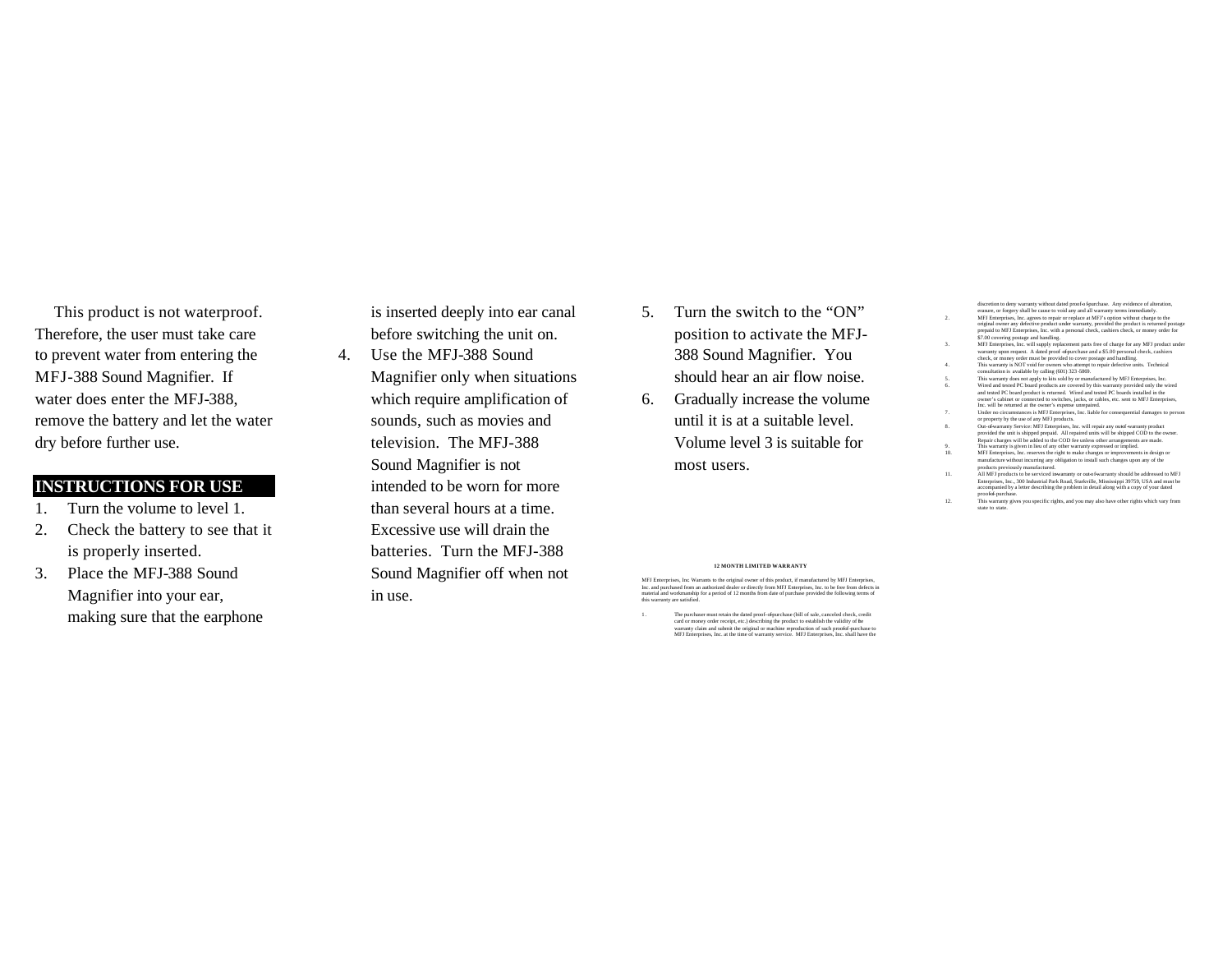This product is not waterproof. Therefore, the user must take care to prevent water from entering the MFJ-388 Sound Magnifier. If water does enter the MFJ-388, remove the battery and let the water dry before further use.

## INSTRUCTIONS FOR USE

1. Turn the volume to level 1.
2. Check the battery to see that it is properly inserted.
3. Place the MFJ-388 Sound Magnifier into your ear, making sure that the earphone is inserted deeply into ear canal before switching the unit on.
4. Use the MFJ-388 Sound Magnifier only when situations which require amplification of sounds, such as movies and television. The MFJ-388 Sound Magnifier is not intended to be worn for more than several hours at a time. Excessive use will drain the batteries. Turn the MFJ-388 Sound Magnifier off when not in use.
5. Turn the switch to the "ON" position to activate the MFJ-388 Sound Magnifier. You should hear an air flow noise.
6. Gradually increase the volume until it is at a suitable level. Volume level 3 is suitable for most users.

**12 MONTH LIMITED WARRANTY**

MFJ Enterprises, Inc Warrants to the original owner of this product, if manufactured by MFJ Enterprises, Inc. and purchased from an authorized dealer or directly from MFJ Enterprises, Inc. to be free from defects in material and workmanship for a period of 12 months from date of purchase provided the following terms of this warranty are satisfied.

1. The purchaser must retain the dated proof-of-purchase (bill of sale, canceled check, credit card or money order receipt, etc.) describing the product to establish the validity of the warranty claim and submit the original or machine reproduction of such proof-of-purchase to MFJ Enterprises, Inc. at the time of warranty service. MFJ Enterprises, Inc. shall have the discretion to deny warranty without dated proof-of-purchase. Any evidence of alteration, erasure, or forgery shall be cause to void any and all warranty terms immediately.
2. MFJ Enterprises, Inc. agrees to repair or replace at MFJ's option without charge to the original owner any defective product under warranty, provided the product is returned postage prepaid to MFJ Enterprises, Inc. with a personal check, cashiers check, or money order for $7.00 covering postage and handling.
3. MFJ Enterprises, Inc. will supply replacement parts free of charge for any MFJ product under warranty upon request. A dated proof-of-purchase and a $5.00 personal check, cashiers check, or money order must be provided to cover postage and handling.
4. This warranty is NOT void for owners who attempt to repair defective units. Technical consultation is available by calling (601) 323-5869.
5. This warranty does not apply to kits sold by or manufactured by MFJ Enterprises, Inc.
6. Wired and tested PC board products are covered by this warranty provided only the wired and tested PC board product is returned. Wired and tested PC boards installed in the owner's cabinet or connected to switches, jacks, or cables, etc. sent to MFJ Enterprises, Inc. will be returned at the owner's expense unrepaired.
7. Under no circumstances is MFJ Enterprises, Inc. liable for consequential damages to person or property by the use of any MFJ products.
8. Out-of-warranty Service: MFJ Enterprises, Inc. will repair any out-of-warranty product provided the unit is shipped prepaid. All repaired units will be shipped COD to the owner. Repair charges will be added to the COD fee unless other arrangements are made.
9. This warranty is given in lieu of any other warranty expressed or implied.
10. MFJ Enterprises, Inc. reserves the right to make changes or improvements in design or manufacture without incurring any obligation to install such changes upon any of the products previously manufactured.
11. All MFJ products to be serviced in-warranty or out-of-warranty should be addressed to MFJ Enterprises, Inc., 300 Industrial Park Road, Starkville, Mississippi 39759, USA and must be accompanied by a letter describing the problem in detail along with a copy of your dated proof-of-purchase.
12. This warranty gives you specific rights, and you may also have other rights which vary from state to state.